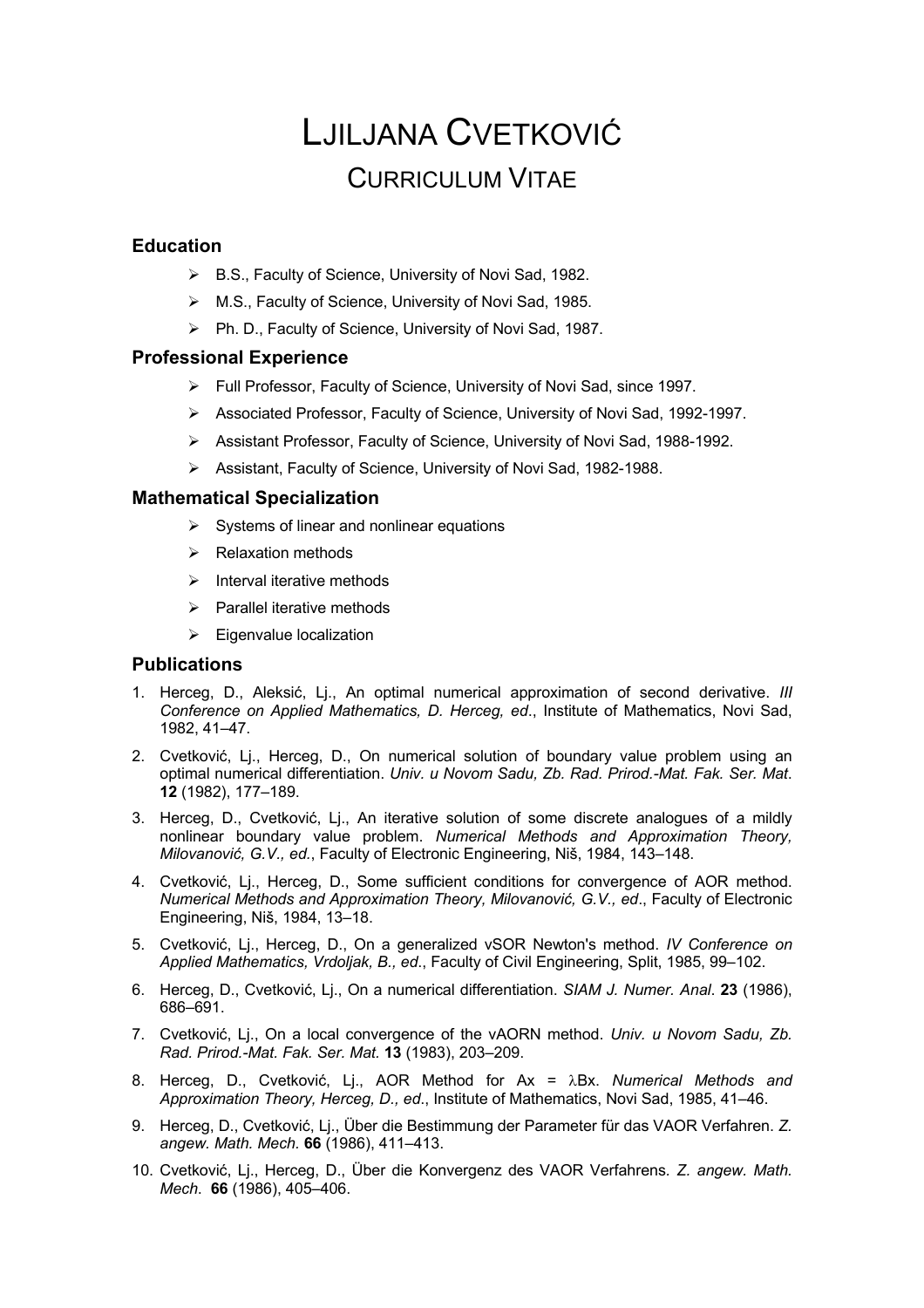# Ljiljana Cvetković

## Curriculum Vitae

### Education

- B.S., Faculty of Science, University of Novi Sad, 1982.
- M.S., Faculty of Science, University of Novi Sad, 1985.
- Ph. D., Faculty of Science, University of Novi Sad, 1987.

### Professional Experience

- Full Professor, Faculty of Science, University of Novi Sad, since 1997.
- Associated Professor, Faculty of Science, University of Novi Sad, 1992-1997.
- Assistant Professor, Faculty of Science, University of Novi Sad, 1988-1992.
- Assistant, Faculty of Science, University of Novi Sad, 1982-1988.

### Mathematical Specialization

- Systems of linear and nonlinear equations
- Relaxation methods
- Interval iterative methods
- Parallel iterative methods
- Eigenvalue localization

### Publications

1. Herceg, D., Aleksić, Lj., An optimal numerical approximation of second derivative. *III Conference on Applied Mathematics, D. Herceg, ed*., Institute of Mathematics, Novi Sad, 1982, 41–47.
2. Cvetković, Lj., Herceg, D., On numerical solution of boundary value problem using an optimal numerical differentiation. *Univ. u Novom Sadu, Zb. Rad. Prirod.-Mat. Fak. Ser. Mat*. **12** (1982), 177–189.
3. Herceg, D., Cvetković, Lj., An iterative solution of some discrete analogues of a mildly nonlinear boundary value problem. *Numerical Methods and Approximation Theory, Milovanović, G.V., ed.*, Faculty of Electronic Engineering, Niš, 1984, 143–148.
4. Cvetković, Lj., Herceg, D., Some sufficient conditions for convergence of AOR method. *Numerical Methods and Approximation Theory, Milovanović, G.V., ed*., Faculty of Electronic Engineering, Niš, 1984, 13–18.
5. Cvetković, Lj., Herceg, D., On a generalized vSOR Newton's method. *IV Conference on Applied Mathematics, Vrdoljak, B., ed*., Faculty of Civil Engineering, Split, 1985, 99–102.
6. Herceg, D., Cvetković, Lj., On a numerical differentiation. *SIAM J. Numer. Anal*. **23** (1986), 686–691.
7. Cvetković, Lj., On a local convergence of the vAORN method. *Univ. u Novom Sadu, Zb. Rad. Prirod.-Mat. Fak. Ser. Mat.* **13** (1983), 203–209.
8. Herceg, D., Cvetković, Lj., AOR Method for $Ax = \lambda Bx$. *Numerical Methods and Approximation Theory, Herceg, D., ed*., Institute of Mathematics, Novi Sad, 1985, 41–46.
9. Herceg, D., Cvetković, Lj., Über die Bestimmung der Parameter für das VAOR Verfahren. *Z. angew. Math. Mech.* **66** (1986), 411–413.
10. Cvetković, Lj., Herceg, D., Über die Konvergenz des VAOR Verfahrens. *Z. angew. Math. Mech*. **66** (1986), 405–406.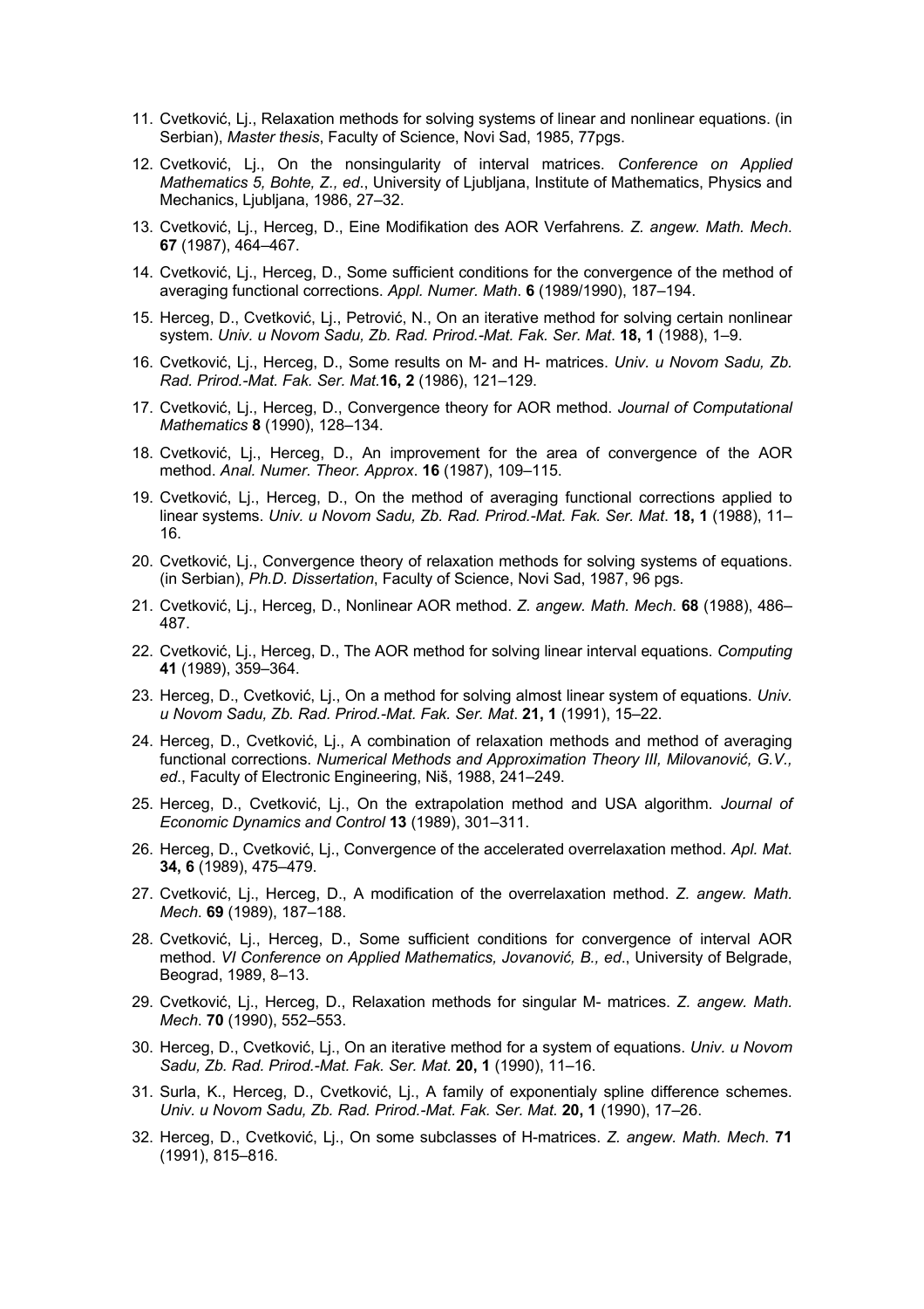11. Cvetković, Lj., Relaxation methods for solving systems of linear and nonlinear equations. (in Serbian), *Master thesis*, Faculty of Science, Novi Sad, 1985, 77pgs.

12. Cvetković, Lj., On the nonsingularity of interval matrices. *Conference on Applied Mathematics 5, Bohte, Z., ed*., University of Ljubljana, Institute of Mathematics, Physics and Mechanics, Ljubljana, 1986, 27–32.

13. Cvetković, Lj., Herceg, D., Eine Modifikation des AOR Verfahrens. *Z. angew. Math. Mech*. **67** (1987), 464–467.

14. Cvetković, Lj., Herceg, D., Some sufficient conditions for the convergence of the method of averaging functional corrections. *Appl. Numer. Math*. **6** (1989/1990), 187–194.

15. Herceg, D., Cvetković, Lj., Petrović, N., On an iterative method for solving certain nonlinear system. *Univ. u Novom Sadu, Zb. Rad. Prirod.-Mat. Fak. Ser. Mat*. **18, 1** (1988), 1–9.

16. Cvetković, Lj., Herceg, D., Some results on M- and H- matrices. *Univ. u Novom Sadu, Zb. Rad. Prirod.-Mat. Fak. Ser. Mat.* **16, 2** (1986), 121–129.

17. Cvetković, Lj., Herceg, D., Convergence theory for AOR method. *Journal of Computational Mathematics* **8** (1990), 128–134.

18. Cvetković, Lj., Herceg, D., An improvement for the area of convergence of the AOR method. *Anal. Numer. Theor. Approx*. **16** (1987), 109–115.

19. Cvetković, Lj., Herceg, D., On the method of averaging functional corrections applied to linear systems. *Univ. u Novom Sadu, Zb. Rad. Prirod.-Mat. Fak. Ser. Mat*. **18, 1** (1988), 11–16.

20. Cvetković, Lj., Convergence theory of relaxation methods for solving systems of equations. (in Serbian), *Ph.D. Dissertation*, Faculty of Science, Novi Sad, 1987, 96 pgs.

21. Cvetković, Lj., Herceg, D., Nonlinear AOR method. *Z. angew. Math. Mech*. **68** (1988), 486–487.

22. Cvetković, Lj., Herceg, D., The AOR method for solving linear interval equations. *Computing* **41** (1989), 359–364.

23. Herceg, D., Cvetković, Lj., On a method for solving almost linear system of equations. *Univ. u Novom Sadu, Zb. Rad. Prirod.-Mat. Fak. Ser. Mat*. **21, 1** (1991), 15–22.

24. Herceg, D., Cvetković, Lj., A combination of relaxation methods and method of averaging functional corrections. *Numerical Methods and Approximation Theory III, Milovanović, G.V., ed*., Faculty of Electronic Engineering, Niš, 1988, 241–249.

25. Herceg, D., Cvetković, Lj., On the extrapolation method and USA algorithm. *Journal of Economic Dynamics and Control* **13** (1989), 301–311.

26. Herceg, D., Cvetković, Lj., Convergence of the accelerated overrelaxation method. *Apl. Mat*. **34, 6** (1989), 475–479.

27. Cvetković, Lj., Herceg, D., A modification of the overrelaxation method. *Z. angew. Math. Mech*. **69** (1989), 187–188.

28. Cvetković, Lj., Herceg, D., Some sufficient conditions for convergence of interval AOR method. *VI Conference on Applied Mathematics, Jovanović, B., ed*., University of Belgrade, Beograd, 1989, 8–13.

29. Cvetković, Lj., Herceg, D., Relaxation methods for singular M- matrices. *Z. angew. Math. Mech.* **70** (1990), 552–553.

30. Herceg, D., Cvetković, Lj., On an iterative method for a system of equations. *Univ. u Novom Sadu, Zb. Rad. Prirod.-Mat. Fak. Ser. Mat.* **20, 1** (1990), 11–16.

31. Surla, K., Herceg, D., Cvetković, Lj., A family of exponentialy spline difference schemes. *Univ. u Novom Sadu, Zb. Rad. Prirod.-Mat. Fak. Ser. Mat.* **20, 1** (1990), 17–26.

32. Herceg, D., Cvetković, Lj., On some subclasses of H-matrices. *Z. angew. Math. Mech*. **71** (1991), 815–816.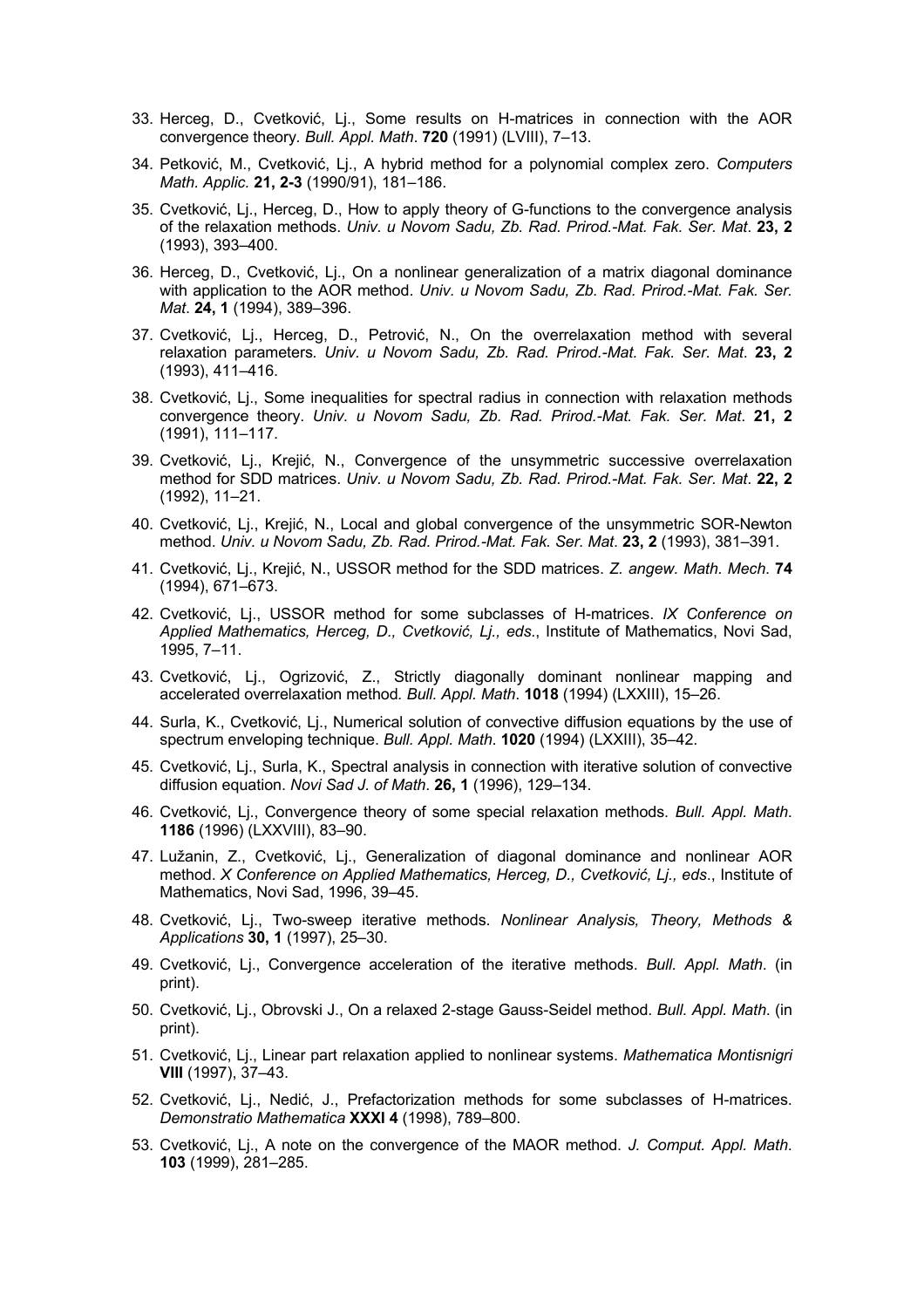33. Herceg, D., Cvetković, Lj., Some results on H-matrices in connection with the AOR convergence theory. *Bull. Appl. Math*. **720** (1991) (LVIII), 7–13.

34. Petković, M., Cvetković, Lj., A hybrid method for a polynomial complex zero. *Computers Math. Applic.* **21, 2-3** (1990/91), 181–186.

35. Cvetković, Lj., Herceg, D., How to apply theory of G-functions to the convergence analysis of the relaxation methods. *Univ. u Novom Sadu, Zb. Rad. Prirod.-Mat. Fak. Ser. Mat*. **23, 2** (1993), 393–400.

36. Herceg, D., Cvetković, Lj., On a nonlinear generalization of a matrix diagonal dominance with application to the AOR method. *Univ. u Novom Sadu, Zb. Rad. Prirod.-Mat. Fak. Ser. Mat*. **24, 1** (1994), 389–396.

37. Cvetković, Lj., Herceg, D., Petrović, N., On the overrelaxation method with several relaxation parameters*. Univ. u Novom Sadu, Zb. Rad. Prirod.-Mat. Fak. Ser. Mat*. **23, 2** (1993), 411–416.

38. Cvetković, Lj., Some inequalities for spectral radius in connection with relaxation methods convergence theory. *Univ. u Novom Sadu, Zb. Rad. Prirod.-Mat. Fak. Ser. Mat*. **21, 2** (1991), 111–117.

39. Cvetković, Lj., Krejić, N., Convergence of the unsymmetric successive overrelaxation method for SDD matrices. *Univ. u Novom Sadu, Zb. Rad. Prirod.-Mat. Fak. Ser. Mat*. **22, 2** (1992), 11–21.

40. Cvetković, Lj., Krejić, N., Local and global convergence of the unsymmetric SOR-Newton method. *Univ. u Novom Sadu, Zb. Rad. Prirod.-Mat. Fak. Ser. Mat*. **23, 2** (1993), 381–391.

41. Cvetković, Lj., Krejić, N., USSOR method for the SDD matrices. *Z. angew. Math. Mech*. **74** (1994), 671–673.

42. Cvetković, Lj., USSOR method for some subclasses of H-matrices. *IX Conference on Applied Mathematics, Herceg, D., Cvetković, Lj., eds*., Institute of Mathematics, Novi Sad, 1995, 7–11.

43. Cvetković, Lj., Ogrizović, Z., Strictly diagonally dominant nonlinear mapping and accelerated overrelaxation method*. Bull. Appl. Math*. **1018** (1994) (LXXIII), 15–26.

44. Surla, K., Cvetković, Lj., Numerical solution of convective diffusion equations by the use of spectrum enveloping technique. *Bull. Appl. Math*. **1020** (1994) (LXXIII), 35–42.

45. Cvetković, Lj., Surla, K., Spectral analysis in connection with iterative solution of convective diffusion equation. *Novi Sad J. of Math*. **26, 1** (1996), 129–134.

46. Cvetković, Lj., Convergence theory of some special relaxation methods. *Bull. Appl. Math*. **1186** (1996) (LXXVIII), 83–90.

47. Lužanin, Z., Cvetković, Lj., Generalization of diagonal dominance and nonlinear AOR method. *X Conference on Applied Mathematics, Herceg, D., Cvetković, Lj., eds*., Institute of Mathematics, Novi Sad, 1996, 39–45.

48. Cvetković, Lj., Two-sweep iterative methods. *Nonlinear Analysis, Theory, Methods & Applications* **30, 1** (1997), 25–30.

49. Cvetković, Lj., Convergence acceleration of the iterative methods. *Bull. Appl. Math*. (in print).

50. Cvetković, Lj., Obrovski J., On a relaxed 2-stage Gauss-Seidel method. *Bull. Appl. Math*. (in print).

51. Cvetković, Lj., Linear part relaxation applied to nonlinear systems. *Mathematica Montisnigri* **VIII** (1997), 37–43.

52. Cvetković, Lj., Nedić, J., Prefactorization methods for some subclasses of H-matrices. *Demonstratio Mathematica* **XXXI 4** (1998), 789–800.

53. Cvetković, Lj., A note on the convergence of the MAOR method. *J. Comput. Appl. Math*. **103** (1999), 281–285.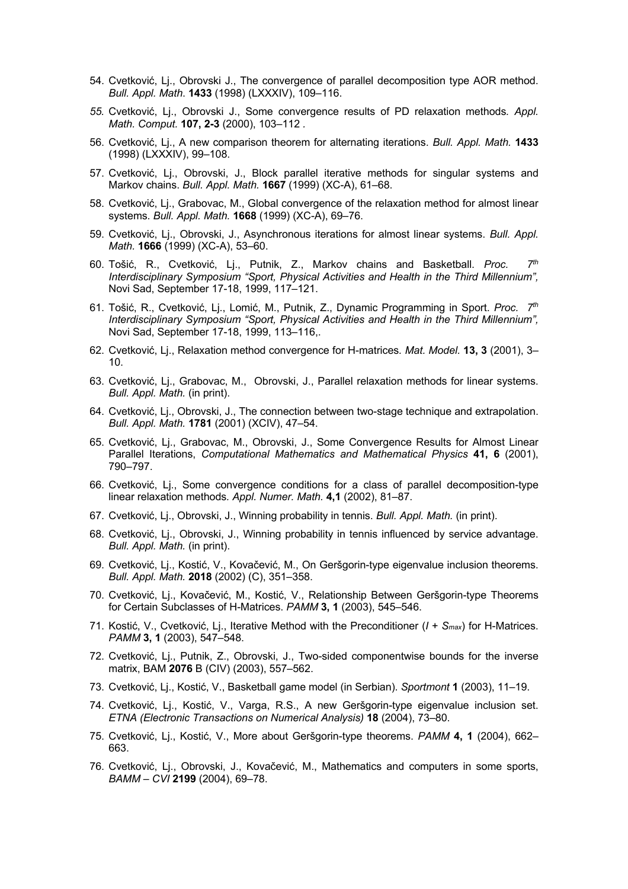54. Cvetković, Lj., Obrovski J., The convergence of parallel decomposition type AOR method. *Bull. Appl. Math*. **1433** (1998) (LXXXIV), 109–116.

55. Cvetković, Lj., Obrovski J., Some convergence results of PD relaxation methods*. Appl. Math. Comput.* **107, 2-3** (2000), 103–112 .

56. Cvetković, Lj., A new comparison theorem for alternating iterations. *Bull. Appl. Math*. **1433** (1998) (LXXXIV), 99–108.

57. Cvetković, Lj., Obrovski, J., Block parallel iterative methods for singular systems and Markov chains. *Bull. Appl. Math.* **1667** (1999) (XC-A), 61–68.

58. Cvetković, Lj., Grabovac, M., Global convergence of the relaxation method for almost linear systems. *Bull. Appl. Math.* **1668** (1999) (XC-A), 69–76.

59. Cvetković, Lj., Obrovski, J., Asynchronous iterations for almost linear systems. *Bull. Appl. Math.* **1666** (1999) (XC-A), 53–60.

60. Tošić, R., Cvetković, Lj., Putnik, Z., Markov chains and Basketball. *Proc. 7th Interdisciplinary Symposium "Sport, Physical Activities and Health in the Third Millennium",* Novi Sad, September 17-18, 1999, 117–121.

61. Tošić, R., Cvetković, Lj., Lomić, M., Putnik, Z., Dynamic Programming in Sport. *Proc. 7th Interdisciplinary Symposium "Sport, Physical Activities and Health in the Third Millennium",* Novi Sad, September 17-18, 1999, 113–116,.

62. Cvetković, Lj., Relaxation method convergence for H-matrices*. Mat. Model.* **13, 3** (2001), 3–10.

63. Cvetković, Lj., Grabovac, M., Obrovski, J., Parallel relaxation methods for linear systems. *Bull. Appl. Math.* (in print).

64. Cvetković, Lj., Obrovski, J., The connection between two-stage technique and extrapolation. *Bull. Appl. Math.* **1781** (2001) (XCIV), 47–54.

65. Cvetković, Lj., Grabovac, M., Obrovski, J., Some Convergence Results for Almost Linear Parallel Iterations, *Computational Mathematics and Mathematical Physics* **41, 6** (2001), 790–797.

66. Cvetković, Lj., Some convergence conditions for a class of parallel decomposition-type linear relaxation methods*. Appl. Numer. Math.* **4,1** (2002), 81–87.

67. Cvetković, Lj., Obrovski, J., Winning probability in tennis. *Bull. Appl. Math.* (in print).

68. Cvetković, Lj., Obrovski, J., Winning probability in tennis influenced by service advantage. *Bull. Appl. Math.* (in print).

69. Cvetković, Lj., Kostić, V., Kovačević, M., On Geršgorin-type eigenvalue inclusion theorems. *Bull. Appl. Math.* **2018** (2002) (C), 351–358.

70. Cvetković, Lj., Kovačević, M., Kostić, V., Relationship Between Geršgorin-type Theorems for Certain Subclasses of H-Matrices. *PAMM* **3, 1** (2003), 545–546.

71. Kostić, V., Cvetković, Lj., Iterative Method with the Preconditioner ($I + S_{max}$) for H-Matrices. *PAMM* **3, 1** (2003), 547–548.

72. Cvetković, Lj., Putnik, Z., Obrovski, J., Two-sided componentwise bounds for the inverse matrix, BAM **2076** B (CIV) (2003), 557–562.

73. Cvetković, Lj., Kostić, V., Basketball game model (in Serbian). *Sportmont* **1** (2003), 11–19.

74. Cvetković, Lj., Kostić, V., Varga, R.S., A new Geršgorin-type eigenvalue inclusion set. *ETNA (Electronic Transactions on Numerical Analysis)* **18** (2004), 73–80.

75. Cvetković, Lj., Kostić, V., More about Geršgorin-type theorems. *PAMM* **4, 1** (2004), 662–663.

76. Cvetković, Lj., Obrovski, J., Kovačević, M., Mathematics and computers in some sports, *BAMM – CVI* **2199** (2004), 69–78.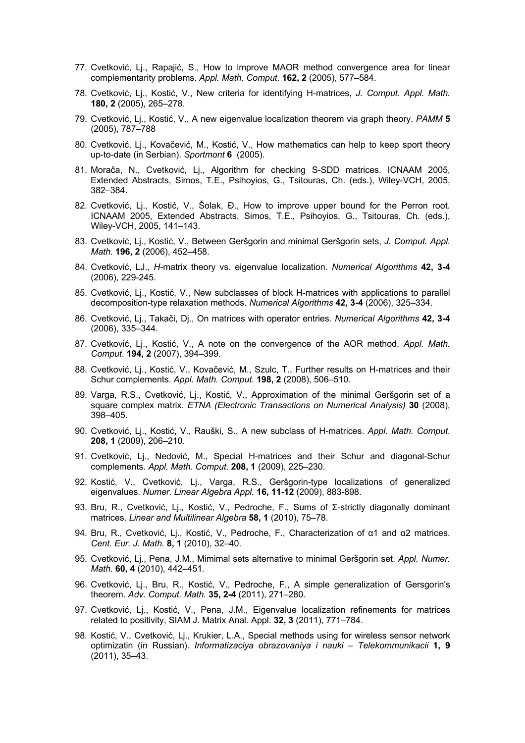77. Cvetković, Lj., Rapajić, S., How to improve MAOR method convergence area for linear complementarity problems. *Appl. Math. Comput*. **162, 2** (2005), 577–584.

78. Cvetković, Lj., Kostić, V., New criteria for identifying H-matrices, *J. Comput. Appl. Math.* **180, 2** (2005), 265–278.

79. Cvetković, Lj., Kostić, V., A new eigenvalue localization theorem via graph theory. *PAMM* **5** (2005), 787–788

80. Cvetković, Lj., Kovačević, M., Kostić, V., How mathematics can help to keep sport theory up-to-date (in Serbian). *Sportmont* **6** (2005).

81. Morača, N., Cvetković, Lj., Algorithm for checking S-SDD matrices. ICNAAM 2005, Extended Abstracts, Simos, T.E., Psihoyios, G., Tsitouras, Ch. (eds.), Wiley-VCH, 2005, 382–384.

82. Cvetković, Lj., Kostić, V., Šolak, Đ., How to improve upper bound for the Perron root. ICNAAM 2005, Extended Abstracts, Simos, T.E., Psihoyios, G., Tsitouras, Ch. (eds.), Wiley-VCH, 2005, 141–143.

83. Cvetković, Lj., Kostić, V., Between Geršgorin and minimal Geršgorin sets, *J. Comput. Appl. Math.* **196, 2** (2006), 452–458.

84. Cvetković, LJ., *H*-matrix theory vs. eigenvalue localization. *Numerical Algorithms* **42, 3-4** (2006), 229-245.

85. Cvetković, Lj., Kostić, V., New subclasses of block H-matrices with applications to parallel decomposition-type relaxation methods. *Numerical Algorithms* **42, 3-4** (2006), 325–334.

86. Cvetković, Lj., Takači, Dj., On matrices with operator entries. *Numerical Algorithms* **42, 3-4** (2006), 335–344.

87. Cvetković, Lj., Kostić, V., A note on the convergence of the AOR method. *Appl. Math. Comput*. **194, 2** (2007), 394–399.

88. Cvetković, Lj., Kostić, V., Kovačević, M., Szulc, T., Further results on H-matrices and their Schur complements. *Appl. Math. Comput*. **198, 2** (2008), 506–510.

89. Varga, R.S., Cvetković, Lj., Kostić, V., Approximation of the minimal Geršgorin set of a square complex matrix. *ETNA (Electronic Transactions on Numerical Analysis)* **30** (2008), 398–405.

90. Cvetković, Lj., Kostić, V., Rauški, S., A new subclass of H-matrices. *Appl. Math. Comput*. **208, 1** (2009), 206–210.

91. Cvetković, Lj., Nedović, M., Special H-matrices and their Schur and diagonal-Schur complements. *Appl. Math. Comput*. **208, 1** (2009), 225–230.

92. Kostić, V., Cvetković, Lj., Varga, R.S., Geršgorin-type localizations of generalized eigenvalues. *Numer. Linear Algebra Appl.* **16, 11-12** (2009), 883-898.

93. Bru, R., Cvetković, Lj., Kostić, V., Pedroche, F., Sums of Σ-strictly diagonally dominant matrices. *Linear and Multilinear Algebra* **58, 1** (2010), 75–78.

94. Bru, R., Cvetković, Lj., Kostić, V., Pedroche, F., Characterization of $\alpha 1$ and $\alpha 2$ matrices. *Cent. Eur. J. Math.* **8, 1** (2010), 32–40.

95. Cvetković, Lj., Pena, J.M., Mimimal sets alternative to minimal Geršgorin set. *Appl. Numer. Math.* **60, 4** (2010), 442–451.

96. Cvetković, Lj., Bru, R., Kostić, V., Pedroche, F., A simple generalization of Gersgorin's theorem. *Adv. Comput. Math.* **35, 2-4** (2011), 271–280.

97. Cvetković, Lj., Kostić, V., Pena, J.M., Eigenvalue localization refinements for matrices related to positivity, SIAM J. Matrix Anal. Appl. **32, 3** (2011), 771–784.

98. Kostić, V., Cvetković, Lj., Krukier, L.A., Special methods using for wireless sensor network optimizatin (in Russian). *Informatizaciya obrazovaniya i nauki – Telekommunikacii* **1, 9** (2011), 35–43.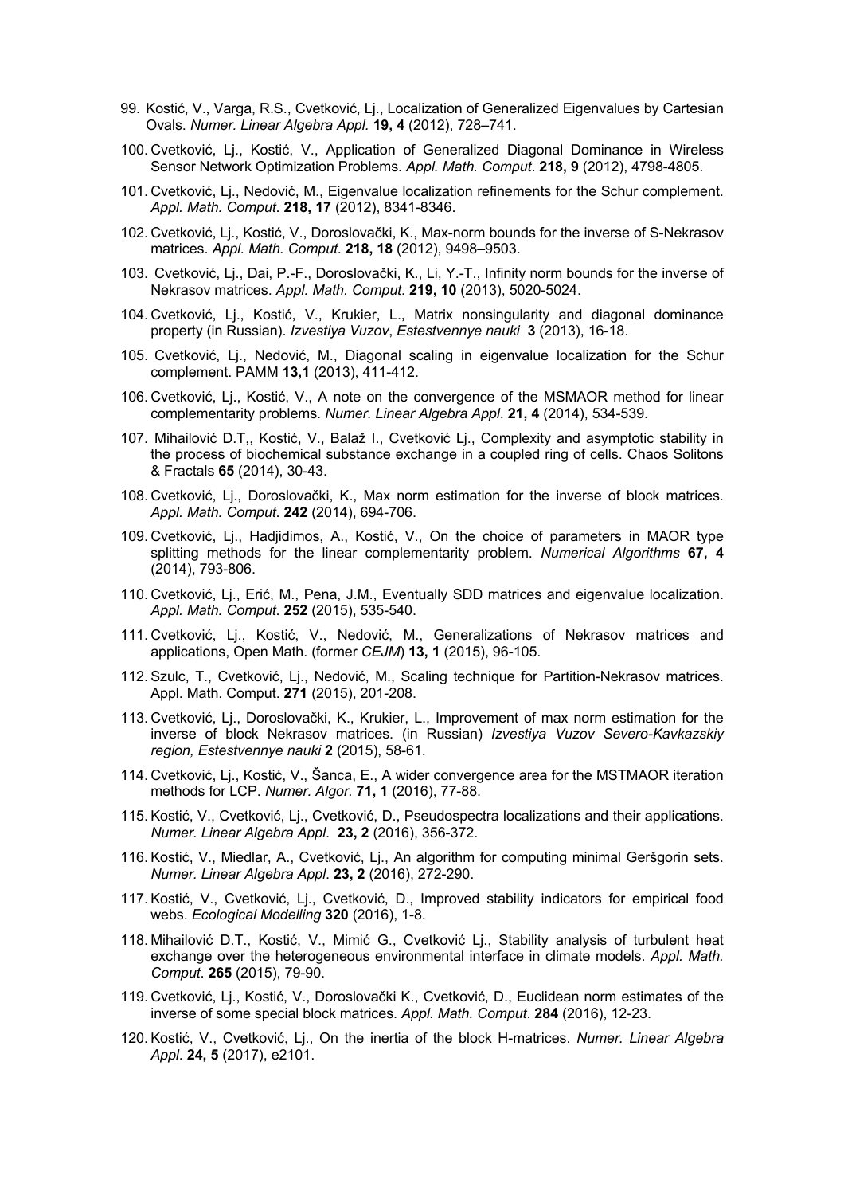99. Kostić, V., Varga, R.S., Cvetković, Lj., Localization of Generalized Eigenvalues by Cartesian Ovals. *Numer. Linear Algebra Appl*. **19, 4** (2012), 728–741.

100. Cvetković, Lj., Kostić, V., Application of Generalized Diagonal Dominance in Wireless Sensor Network Optimization Problems. *Appl. Math. Comput*. **218, 9** (2012), 4798-4805.

101. Cvetković, Lj., Nedović, M., Eigenvalue localization refinements for the Schur complement. *Appl. Math. Comput*. **218, 17** (2012), 8341-8346.

102. Cvetković, Lj., Kostić, V., Doroslovački, K., Max-norm bounds for the inverse of S-Nekrasov matrices. *Appl. Math. Comput*. **218, 18** (2012), 9498–9503.

103. Cvetković, Lj., Dai, P.-F., Doroslovački, K., Li, Y.-T., Infinity norm bounds for the inverse of Nekrasov matrices. *Appl. Math. Comput*. **219, 10** (2013), 5020-5024.

104. Cvetković, Lj., Kostić, V., Krukier, L., Matrix nonsingularity and diagonal dominance property (in Russian). *Izvestiya Vuzov*, *Estestvennye nauki* **3** (2013), 16-18.

105. Cvetković, Lj., Nedović, M., Diagonal scaling in eigenvalue localization for the Schur complement. PAMM **13,1** (2013), 411-412.

106. Cvetković, Lj., Kostić, V., A note on the convergence of the MSMAOR method for linear complementarity problems. *Numer. Linear Algebra Appl*. **21, 4** (2014), 534-539.

107. Mihailović D.T,, Kostić, V., Balaž I., Cvetković Lj., Complexity and asymptotic stability in the process of biochemical substance exchange in a coupled ring of cells. Chaos Solitons & Fractals **65** (2014), 30-43.

108. Cvetković, Lj., Doroslovački, K., Max norm estimation for the inverse of block matrices. *Appl. Math. Comput*. **242** (2014), 694-706.

109. Cvetković, Lj., Hadjidimos, A., Kostić, V., On the choice of parameters in MAOR type splitting methods for the linear complementarity problem. *Numerical Algorithms* **67, 4** (2014), 793-806.

110. Cvetković, Lj., Erić, M., Pena, J.M., Eventually SDD matrices and eigenvalue localization. *Appl. Math. Comput*. **252** (2015), 535-540.

111. Cvetković, Lj., Kostić, V., Nedović, M., Generalizations of Nekrasov matrices and applications, Open Math. (former *CEJM*) **13, 1** (2015), 96-105.

112. Szulc, T., Cvetković, Lj., Nedović, M., Scaling technique for Partition-Nekrasov matrices. Appl. Math. Comput. **271** (2015), 201-208.

113. Cvetković, Lj., Doroslovački, K., Krukier, L., Improvement of max norm estimation for the inverse of block Nekrasov matrices. (in Russian) *Izvestiya Vuzov Severo-Kavkazskiy region, Estestvennye nauki* **2** (2015), 58-61.

114. Cvetković, Lj., Kostić, V., Šanca, E., A wider convergence area for the MSTMAOR iteration methods for LCP. *Numer. Algor.* **71, 1** (2016), 77-88.

115. Kostić, V., Cvetković, Lj., Cvetković, D., Pseudospectra localizations and their applications. *Numer. Linear Algebra Appl*. **23, 2** (2016), 356-372.

116. Kostić, V., Miedlar, A., Cvetković, Lj., An algorithm for computing minimal Geršgorin sets. *Numer. Linear Algebra Appl*. **23, 2** (2016), 272-290.

117. Kostić, V., Cvetković, Lj., Cvetković, D., Improved stability indicators for empirical food webs. *Ecological Modelling* **320** (2016), 1-8.

118. Mihailović D.T., Kostić, V., Mimić G., Cvetković Lj., Stability analysis of turbulent heat exchange over the heterogeneous environmental interface in climate models. *Appl. Math. Comput*. **265** (2015), 79-90.

119. Cvetković, Lj., Kostić, V., Doroslovački K., Cvetković, D., Euclidean norm estimates of the inverse of some special block matrices. *Appl. Math. Comput*. **284** (2016), 12-23.

120. Kostić, V., Cvetković, Lj., On the inertia of the block H-matrices. *Numer. Linear Algebra Appl*. **24, 5** (2017), e2101.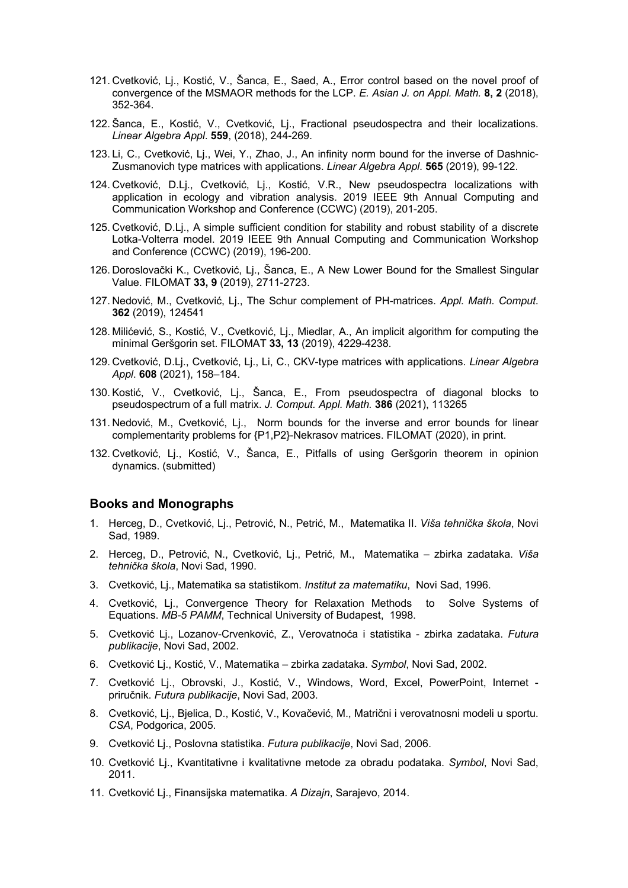121. Cvetković, Lj., Kostić, V., Šanca, E., Saed, A., Error control based on the novel proof of convergence of the MSMAOR methods for the LCP. *E. Asian J. on Appl. Math.* **8, 2** (2018), 352-364.

122. Šanca, E., Kostić, V., Cvetković, Lj., Fractional pseudospectra and their localizations. *Linear Algebra Appl*. **559**, (2018), 244-269.

123. Li, C., Cvetković, Lj., Wei, Y., Zhao, J., An infinity norm bound for the inverse of Dashnic-Zusmanovich type matrices with applications. *Linear Algebra Appl*. **565** (2019), 99-122.

124. Cvetković, D.Lj., Cvetković, Lj., Kostić, V.R., New pseudospectra localizations with application in ecology and vibration analysis. 2019 IEEE 9th Annual Computing and Communication Workshop and Conference (CCWC) (2019), 201-205.

125. Cvetković, D.Lj., A simple sufficient condition for stability and robust stability of a discrete Lotka-Volterra model. 2019 IEEE 9th Annual Computing and Communication Workshop and Conference (CCWC) (2019), 196-200.

126. Doroslovački K., Cvetković, Lj., Šanca, E., A New Lower Bound for the Smallest Singular Value. FILOMAT **33, 9** (2019), 2711-2723.

127. Nedović, M., Cvetković, Lj., The Schur complement of PH-matrices. *Appl. Math. Comput.* **362** (2019), 124541

128. Milićević, S., Kostić, V., Cvetković, Lj., Miedlar, A., An implicit algorithm for computing the minimal Geršgorin set. FILOMAT **33, 13** (2019), 4229-4238.

129. Cvetković, D.Lj., Cvetković, Lj., Li, C., CKV-type matrices with applications. *Linear Algebra Appl*. **608** (2021), 158–184.

130. Kostić, V., Cvetković, Lj., Šanca, E., From pseudospectra of diagonal blocks to pseudospectrum of a full matrix. *J. Comput. Appl. Math.* **386** (2021), 113265

131. Nedović, M., Cvetković, Lj., Norm bounds for the inverse and error bounds for linear complementarity problems for {P1,P2}-Nekrasov matrices. FILOMAT (2020), in print.

132. Cvetković, Lj., Kostić, V., Šanca, E., Pitfalls of using Geršgorin theorem in opinion dynamics. (submitted)

## Books and Monographs

1. Herceg, D., Cvetković, Lj., Petrović, N., Petrić, M., Matematika II. *Viša tehnička škola*, Novi Sad, 1989.
2. Herceg, D., Petrović, N., Cvetković, Lj., Petrić, M., Matematika – zbirka zadataka. *Viša tehnička škola*, Novi Sad, 1990.
3. Cvetković, Lj., Matematika sa statistikom. *Institut za matematiku*, Novi Sad, 1996.
4. Cvetković, Lj., Convergence Theory for Relaxation Methods to Solve Systems of Equations. *MB-5 PAMM*, Technical University of Budapest, 1998.
5. Cvetković Lj., Lozanov-Crvenković, Z., Verovatnoća i statistika - zbirka zadataka. *Futura publikacije*, Novi Sad, 2002.
6. Cvetković Lj., Kostić, V., Matematika – zbirka zadataka. *Symbol*, Novi Sad, 2002.
7. Cvetković Lj., Obrovski, J., Kostić, V., Windows, Word, Excel, PowerPoint, Internet - priručnik. *Futura publikacije*, Novi Sad, 2003.
8. Cvetković, Lj., Bjelica, D., Kostić, V., Kovačević, M., Matrični i verovatnosni modeli u sportu. *CSA*, Podgorica, 2005.
9. Cvetković Lj., Poslovna statistika. *Futura publikacije*, Novi Sad, 2006.
10. Cvetković Lj., Kvantitativne i kvalitativne metode za obradu podataka. *Symbol*, Novi Sad, 2011.
11. Cvetković Lj., Finansijska matematika. *A Dizajn*, Sarajevo, 2014.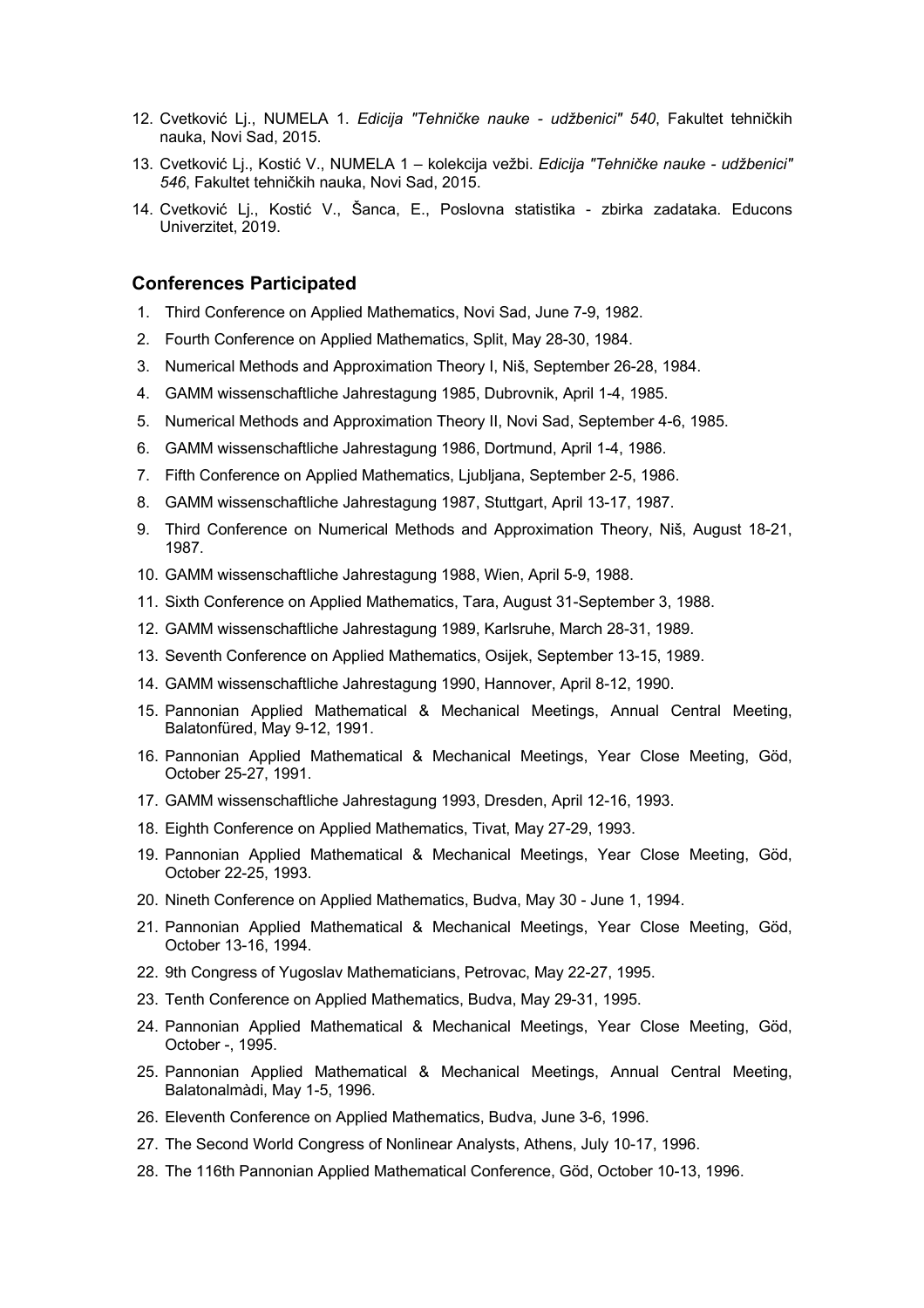12. Cvetković Lj., NUMELA 1. *Edicija "Tehničke nauke - udžbenici" 540*, Fakultet tehničkih nauka, Novi Sad, 2015.
13. Cvetković Lj., Kostić V., NUMELA 1 – kolekcija vežbi. *Edicija "Tehničke nauke - udžbenici" 546*, Fakultet tehničkih nauka, Novi Sad, 2015.
14. Cvetković Lj., Kostić V., Šanca, E., Poslovna statistika - zbirka zadataka. Educons Univerzitet, 2019.

### Conferences Participated

1. Third Conference on Applied Mathematics, Novi Sad, June 7-9, 1982.
2. Fourth Conference on Applied Mathematics, Split, May 28-30, 1984.
3. Numerical Methods and Approximation Theory I, Niš, September 26-28, 1984.
4. GAMM wissenschaftliche Jahrestagung 1985, Dubrovnik, April 1-4, 1985.
5. Numerical Methods and Approximation Theory II, Novi Sad, September 4-6, 1985.
6. GAMM wissenschaftliche Jahrestagung 1986, Dortmund, April 1-4, 1986.
7. Fifth Conference on Applied Mathematics, Ljubljana, September 2-5, 1986.
8. GAMM wissenschaftliche Jahrestagung 1987, Stuttgart, April 13-17, 1987.
9. Third Conference on Numerical Methods and Approximation Theory, Niš, August 18-21, 1987.
10. GAMM wissenschaftliche Jahrestagung 1988, Wien, April 5-9, 1988.
11. Sixth Conference on Applied Mathematics, Tara, August 31-September 3, 1988.
12. GAMM wissenschaftliche Jahrestagung 1989, Karlsruhe, March 28-31, 1989.
13. Seventh Conference on Applied Mathematics, Osijek, September 13-15, 1989.
14. GAMM wissenschaftliche Jahrestagung 1990, Hannover, April 8-12, 1990.
15. Pannonian Applied Mathematical & Mechanical Meetings, Annual Central Meeting, Balatonfüred, May 9-12, 1991.
16. Pannonian Applied Mathematical & Mechanical Meetings, Year Close Meeting, Göd, October 25-27, 1991.
17. GAMM wissenschaftliche Jahrestagung 1993, Dresden, April 12-16, 1993.
18. Eighth Conference on Applied Mathematics, Tivat, May 27-29, 1993.
19. Pannonian Applied Mathematical & Mechanical Meetings, Year Close Meeting, Göd, October 22-25, 1993.
20. Nineth Conference on Applied Mathematics, Budva, May 30 - June 1, 1994.
21. Pannonian Applied Mathematical & Mechanical Meetings, Year Close Meeting, Göd, October 13-16, 1994.
22. 9th Congress of Yugoslav Mathematicians, Petrovac, May 22-27, 1995.
23. Tenth Conference on Applied Mathematics, Budva, May 29-31, 1995.
24. Pannonian Applied Mathematical & Mechanical Meetings, Year Close Meeting, Göd, October -, 1995.
25. Pannonian Applied Mathematical & Mechanical Meetings, Annual Central Meeting, Balatonalmàdi, May 1-5, 1996.
26. Eleventh Conference on Applied Mathematics, Budva, June 3-6, 1996.
27. The Second World Congress of Nonlinear Analysts, Athens, July 10-17, 1996.
28. The 116th Pannonian Applied Mathematical Conference, Göd, October 10-13, 1996.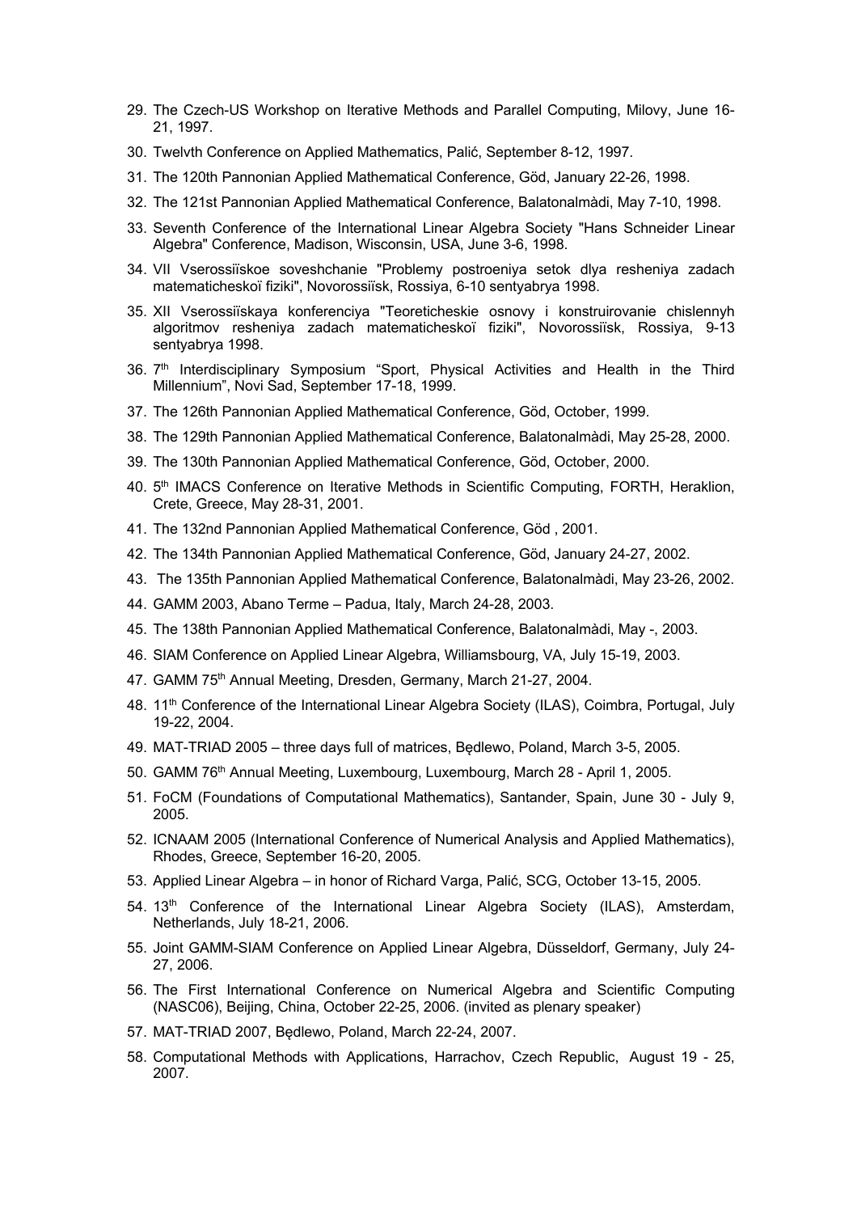29. The Czech-US Workshop on Iterative Methods and Parallel Computing, Milovy, June 16-21, 1997.
30. Twelvth Conference on Applied Mathematics, Palić, September 8-12, 1997.
31. The 120th Pannonian Applied Mathematical Conference, Göd, January 22-26, 1998.
32. The 121st Pannonian Applied Mathematical Conference, Balatonalmàdi, May 7-10, 1998.
33. Seventh Conference of the International Linear Algebra Society "Hans Schneider Linear Algebra" Conference, Madison, Wisconsin, USA, June 3-6, 1998.
34. VII Vserossiïskoe soveshchanie "Problemy postroeniya setok dlya resheniya zadach matematicheskoï fiziki", Novorossiïsk, Rossiya, 6-10 sentyabrya 1998.
35. XII Vserossiïskaya konferenciya "Teoreticheskie osnovy i konstruirovanie chislennyh algoritmov resheniya zadach matematicheskoï fiziki", Novorossiïsk, Rossiya, 9-13 sentyabrya 1998.
36. 7th Interdisciplinary Symposium "Sport, Physical Activities and Health in the Third Millennium", Novi Sad, September 17-18, 1999.
37. The 126th Pannonian Applied Mathematical Conference, Göd, October, 1999.
38. The 129th Pannonian Applied Mathematical Conference, Balatonalmàdi, May 25-28, 2000.
39. The 130th Pannonian Applied Mathematical Conference, Göd, October, 2000.
40. 5th IMACS Conference on Iterative Methods in Scientific Computing, FORTH, Heraklion, Crete, Greece, May 28-31, 2001.
41. The 132nd Pannonian Applied Mathematical Conference, Göd , 2001.
42. The 134th Pannonian Applied Mathematical Conference, Göd, January 24-27, 2002.
43. The 135th Pannonian Applied Mathematical Conference, Balatonalmàdi, May 23-26, 2002.
44. GAMM 2003, Abano Terme – Padua, Italy, March 24-28, 2003.
45. The 138th Pannonian Applied Mathematical Conference, Balatonalmàdi, May -, 2003.
46. SIAM Conference on Applied Linear Algebra, Williamsbourg, VA, July 15-19, 2003.
47. GAMM 75th Annual Meeting, Dresden, Germany, March 21-27, 2004.
48. 11th Conference of the International Linear Algebra Society (ILAS), Coimbra, Portugal, July 19-22, 2004.
49. MAT-TRIAD 2005 – three days full of matrices, Będlewo, Poland, March 3-5, 2005.
50. GAMM 76th Annual Meeting, Luxembourg, Luxembourg, March 28 - April 1, 2005.
51. FoCM (Foundations of Computational Mathematics), Santander, Spain, June 30 - July 9, 2005.
52. ICNAAM 2005 (International Conference of Numerical Analysis and Applied Mathematics), Rhodes, Greece, September 16-20, 2005.
53. Applied Linear Algebra – in honor of Richard Varga, Palić, SCG, October 13-15, 2005.
54. 13th Conference of the International Linear Algebra Society (ILAS), Amsterdam, Netherlands, July 18-21, 2006.
55. Joint GAMM-SIAM Conference on Applied Linear Algebra, Düsseldorf, Germany, July 24-27, 2006.
56. The First International Conference on Numerical Algebra and Scientific Computing (NASC06), Beijing, China, October 22-25, 2006. (invited as plenary speaker)
57. MAT-TRIAD 2007, Będlewo, Poland, March 22-24, 2007.
58. Computational Methods with Applications, Harrachov, Czech Republic, August 19 - 25, 2007.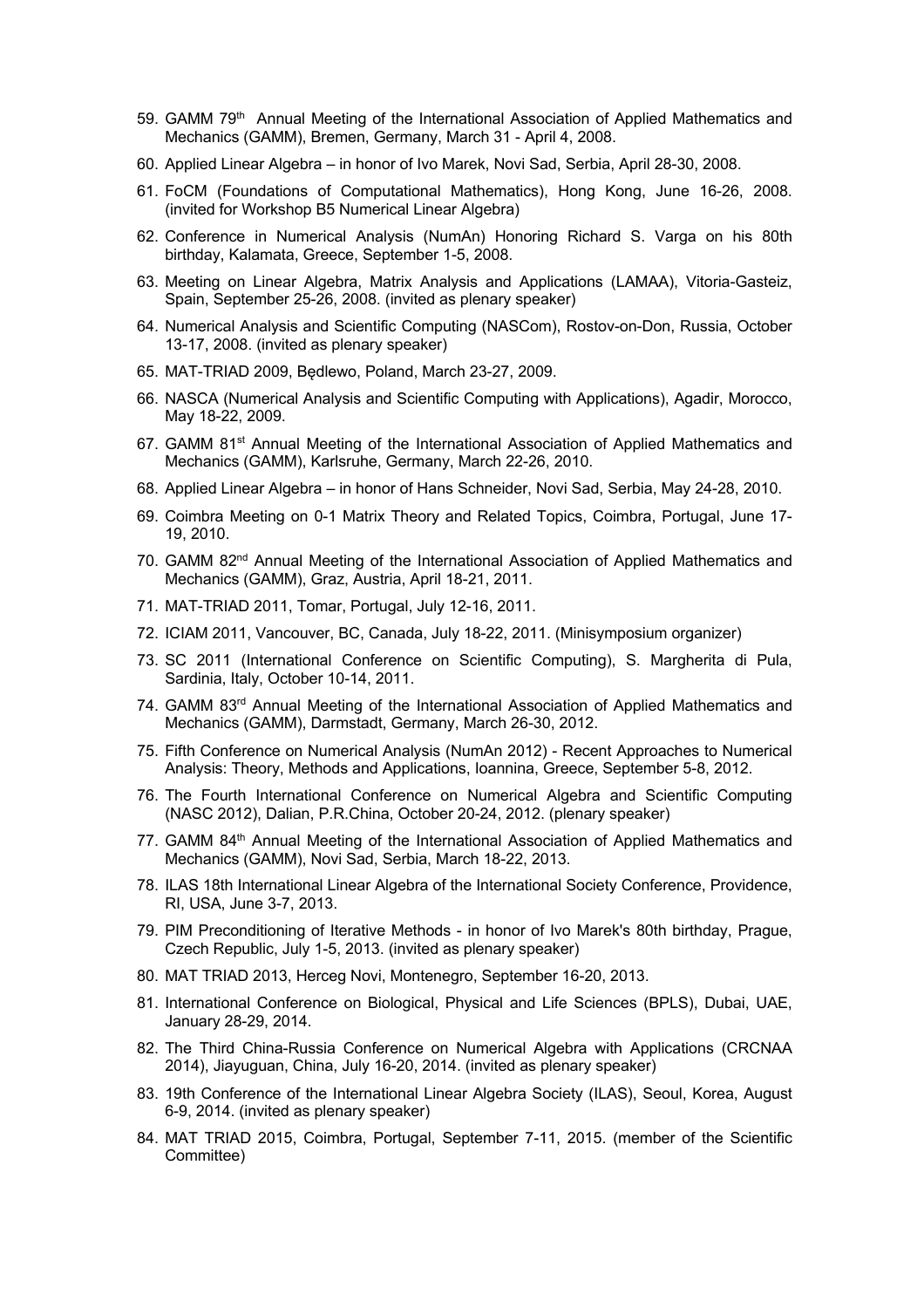59. GAMM 79th Annual Meeting of the International Association of Applied Mathematics and Mechanics (GAMM), Bremen, Germany, March 31 - April 4, 2008.
60. Applied Linear Algebra – in honor of Ivo Marek, Novi Sad, Serbia, April 28-30, 2008.
61. FoCM (Foundations of Computational Mathematics), Hong Kong, June 16-26, 2008. (invited for Workshop B5 Numerical Linear Algebra)
62. Conference in Numerical Analysis (NumAn) Honoring Richard S. Varga on his 80th birthday, Kalamata, Greece, September 1-5, 2008.
63. Meeting on Linear Algebra, Matrix Analysis and Applications (LAMAA), Vitoria-Gasteiz, Spain, September 25-26, 2008. (invited as plenary speaker)
64. Numerical Analysis and Scientific Computing (NASCom), Rostov-on-Don, Russia, October 13-17, 2008. (invited as plenary speaker)
65. MAT-TRIAD 2009, Będlewo, Poland, March 23-27, 2009.
66. NASCA (Numerical Analysis and Scientific Computing with Applications), Agadir, Morocco, May 18-22, 2009.
67. GAMM 81st Annual Meeting of the International Association of Applied Mathematics and Mechanics (GAMM), Karlsruhe, Germany, March 22-26, 2010.
68. Applied Linear Algebra – in honor of Hans Schneider, Novi Sad, Serbia, May 24-28, 2010.
69. Coimbra Meeting on 0-1 Matrix Theory and Related Topics, Coimbra, Portugal, June 17-19, 2010.
70. GAMM 82nd Annual Meeting of the International Association of Applied Mathematics and Mechanics (GAMM), Graz, Austria, April 18-21, 2011.
71. MAT-TRIAD 2011, Tomar, Portugal, July 12-16, 2011.
72. ICIAM 2011, Vancouver, BC, Canada, July 18-22, 2011. (Minisymposium organizer)
73. SC 2011 (International Conference on Scientific Computing), S. Margherita di Pula, Sardinia, Italy, October 10-14, 2011.
74. GAMM 83rd Annual Meeting of the International Association of Applied Mathematics and Mechanics (GAMM), Darmstadt, Germany, March 26-30, 2012.
75. Fifth Conference on Numerical Analysis (NumAn 2012) - Recent Approaches to Numerical Analysis: Theory, Methods and Applications, Ioannina, Greece, September 5-8, 2012.
76. The Fourth International Conference on Numerical Algebra and Scientific Computing (NASC 2012), Dalian, P.R.China, October 20-24, 2012. (plenary speaker)
77. GAMM 84th Annual Meeting of the International Association of Applied Mathematics and Mechanics (GAMM), Novi Sad, Serbia, March 18-22, 2013.
78. ILAS 18th International Linear Algebra of the International Society Conference, Providence, RI, USA, June 3-7, 2013.
79. PIM Preconditioning of Iterative Methods - in honor of Ivo Marek's 80th birthday, Prague, Czech Republic, July 1-5, 2013. (invited as plenary speaker)
80. MAT TRIAD 2013, Herceg Novi, Montenegro, September 16-20, 2013.
81. International Conference on Biological, Physical and Life Sciences (BPLS), Dubai, UAE, January 28-29, 2014.
82. The Third China-Russia Conference on Numerical Algebra with Applications (CRCNAA 2014), Jiayuguan, China, July 16-20, 2014. (invited as plenary speaker)
83. 19th Conference of the International Linear Algebra Society (ILAS), Seoul, Korea, August 6-9, 2014. (invited as plenary speaker)
84. MAT TRIAD 2015, Coimbra, Portugal, September 7-11, 2015. (member of the Scientific Committee)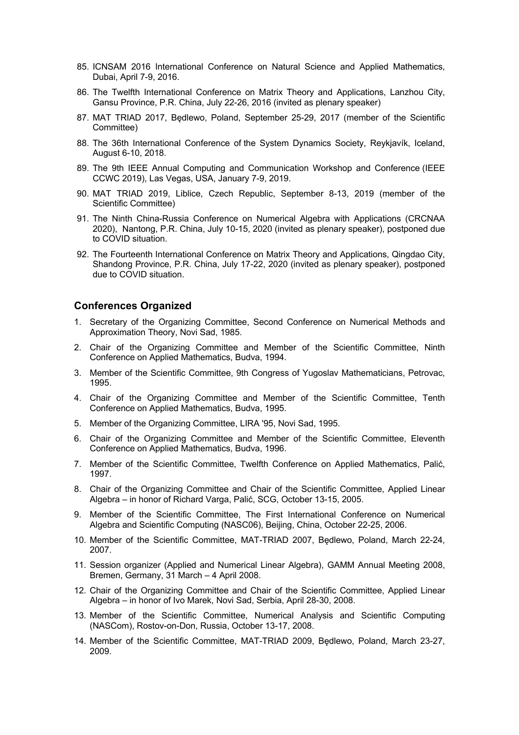85. ICNSAM 2016 International Conference on Natural Science and Applied Mathematics, Dubai, April 7-9, 2016.
86. The Twelfth International Conference on Matrix Theory and Applications, Lanzhou City, Gansu Province, P.R. China, July 22-26, 2016 (invited as plenary speaker)
87. MAT TRIAD 2017, Będlewo, Poland, September 25-29, 2017 (member of the Scientific Committee)
88. The 36th International Conference of the System Dynamics Society, Reykjavík, Iceland, August 6-10, 2018.
89. The 9th IEEE Annual Computing and Communication Workshop and Conference (IEEE CCWC 2019), Las Vegas, USA, January 7-9, 2019.
90. MAT TRIAD 2019, Liblice, Czech Republic, September 8-13, 2019 (member of the Scientific Committee)
91. The Ninth China-Russia Conference on Numerical Algebra with Applications (CRCNAA 2020), Nantong, P.R. China, July 10-15, 2020 (invited as plenary speaker), postponed due to COVID situation.
92. The Fourteenth International Conference on Matrix Theory and Applications, Qingdao City, Shandong Province, P.R. China, July 17-22, 2020 (invited as plenary speaker), postponed due to COVID situation.

## Conferences Organized

1. Secretary of the Organizing Committee, Second Conference on Numerical Methods and Approximation Theory, Novi Sad, 1985.
2. Chair of the Organizing Committee and Member of the Scientific Committee, Ninth Conference on Applied Mathematics, Budva, 1994.
3. Member of the Scientific Committee, 9th Congress of Yugoslav Mathematicians, Petrovac, 1995.
4. Chair of the Organizing Committee and Member of the Scientific Committee, Tenth Conference on Applied Mathematics, Budva, 1995.
5. Member of the Organizing Committee, LIRA '95, Novi Sad, 1995.
6. Chair of the Organizing Committee and Member of the Scientific Committee, Eleventh Conference on Applied Mathematics, Budva, 1996.
7. Member of the Scientific Committee, Twelfth Conference on Applied Mathematics, Palić, 1997.
8. Chair of the Organizing Committee and Chair of the Scientific Committee, Applied Linear Algebra – in honor of Richard Varga, Palić, SCG, October 13-15, 2005.
9. Member of the Scientific Committee, The First International Conference on Numerical Algebra and Scientific Computing (NASC06), Beijing, China, October 22-25, 2006.
10. Member of the Scientific Committee, MAT-TRIAD 2007, Będlewo, Poland, March 22-24, 2007.
11. Session organizer (Applied and Numerical Linear Algebra), GAMM Annual Meeting 2008, Bremen, Germany, 31 March – 4 April 2008.
12. Chair of the Organizing Committee and Chair of the Scientific Committee, Applied Linear Algebra – in honor of Ivo Marek, Novi Sad, Serbia, April 28-30, 2008.
13. Member of the Scientific Committee, Numerical Analysis and Scientific Computing (NASCom), Rostov-on-Don, Russia, October 13-17, 2008.
14. Member of the Scientific Committee, MAT-TRIAD 2009, Będlewo, Poland, March 23-27, 2009.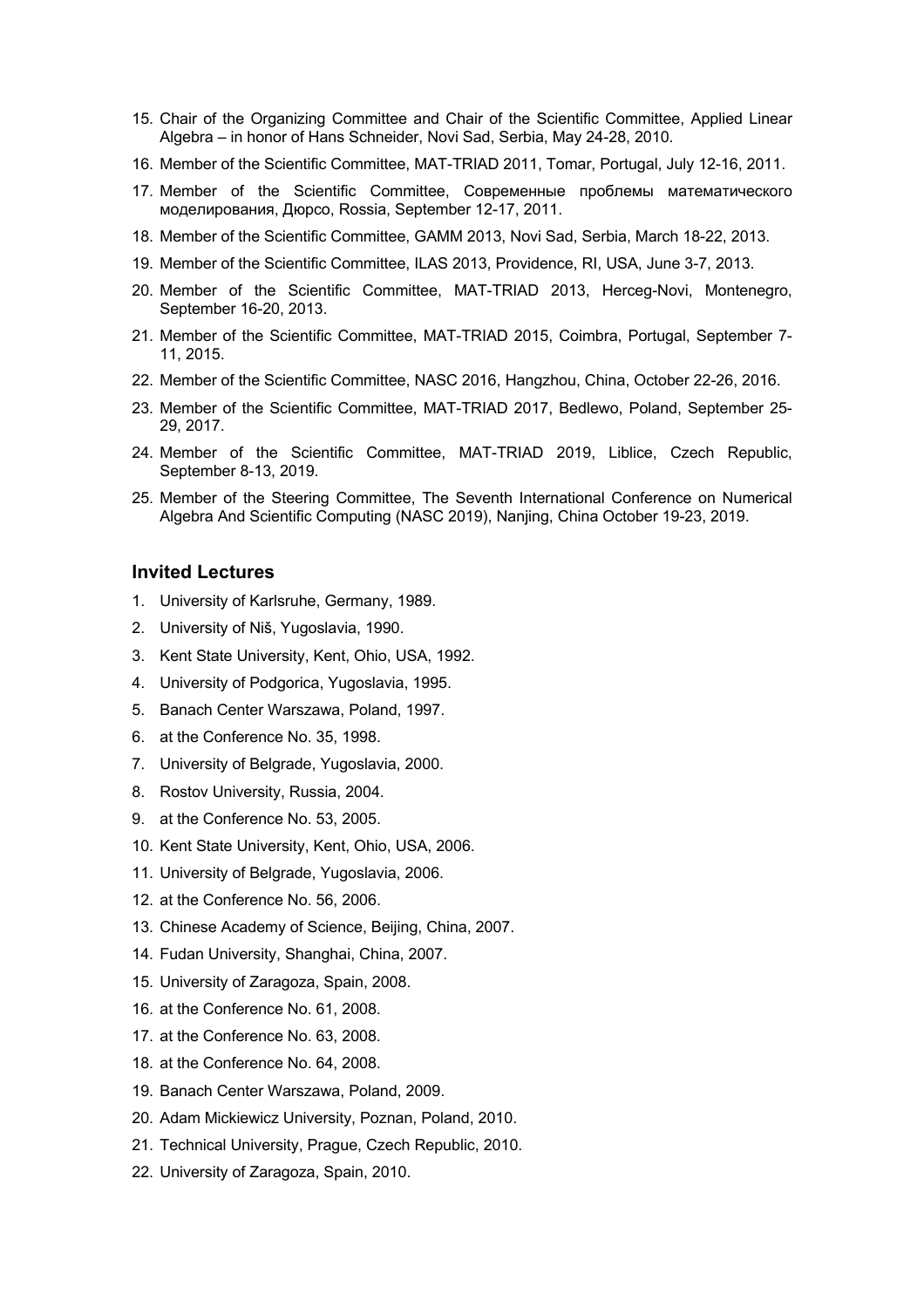15. Chair of the Organizing Committee and Chair of the Scientific Committee, Applied Linear Algebra – in honor of Hans Schneider, Novi Sad, Serbia, May 24-28, 2010.
16. Member of the Scientific Committee, MAT-TRIAD 2011, Tomar, Portugal, July 12-16, 2011.
17. Member of the Scientific Committee, Современные проблемы математического моделирования, Дюрсо, Rossia, September 12-17, 2011.
18. Member of the Scientific Committee, GAMM 2013, Novi Sad, Serbia, March 18-22, 2013.
19. Member of the Scientific Committee, ILAS 2013, Providence, RI, USA, June 3-7, 2013.
20. Member of the Scientific Committee, MAT-TRIAD 2013, Herceg-Novi, Montenegro, September 16-20, 2013.
21. Member of the Scientific Committee, MAT-TRIAD 2015, Coimbra, Portugal, September 7-11, 2015.
22. Member of the Scientific Committee, NASC 2016, Hangzhou, China, October 22-26, 2016.
23. Member of the Scientific Committee, MAT-TRIAD 2017, Bedlewo, Poland, September 25-29, 2017.
24. Member of the Scientific Committee, MAT-TRIAD 2019, Liblice, Czech Republic, September 8-13, 2019.
25. Member of the Steering Committee, The Seventh International Conference on Numerical Algebra And Scientific Computing (NASC 2019), Nanjing, China October 19-23, 2019.

### Invited Lectures

1. University of Karlsruhe, Germany, 1989.
2. University of Niš, Yugoslavia, 1990.
3. Kent State University, Kent, Ohio, USA, 1992.
4. University of Podgorica, Yugoslavia, 1995.
5. Banach Center Warszawa, Poland, 1997.
6. at the Conference No. 35, 1998.
7. University of Belgrade, Yugoslavia, 2000.
8. Rostov University, Russia, 2004.
9. at the Conference No. 53, 2005.
10. Kent State University, Kent, Ohio, USA, 2006.
11. University of Belgrade, Yugoslavia, 2006.
12. at the Conference No. 56, 2006.
13. Chinese Academy of Science, Beijing, China, 2007.
14. Fudan University, Shanghai, China, 2007.
15. University of Zaragoza, Spain, 2008.
16. at the Conference No. 61, 2008.
17. at the Conference No. 63, 2008.
18. at the Conference No. 64, 2008.
19. Banach Center Warszawa, Poland, 2009.
20. Adam Mickiewicz University, Poznan, Poland, 2010.
21. Technical University, Prague, Czech Republic, 2010.
22. University of Zaragoza, Spain, 2010.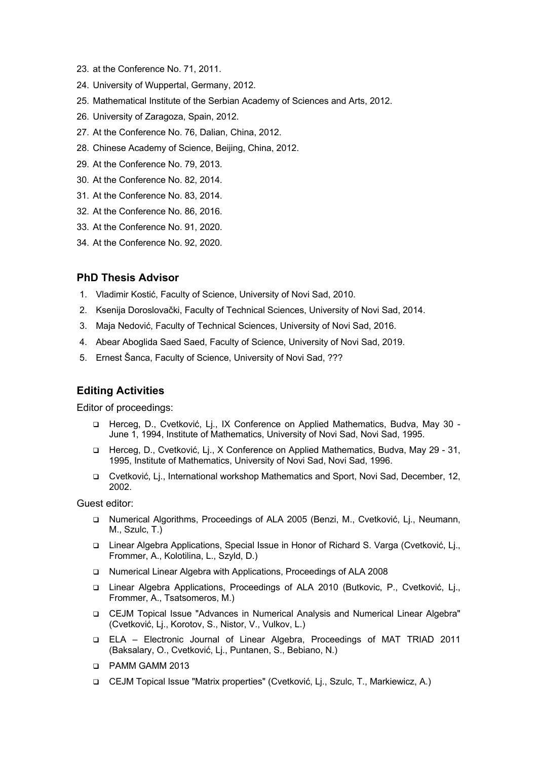23. at the Conference No. 71, 2011.
24. University of Wuppertal, Germany, 2012.
25. Mathematical Institute of the Serbian Academy of Sciences and Arts, 2012.
26. University of Zaragoza, Spain, 2012.
27. At the Conference No. 76, Dalian, China, 2012.
28. Chinese Academy of Science, Beijing, China, 2012.
29. At the Conference No. 79, 2013.
30. At the Conference No. 82, 2014.
31. At the Conference No. 83, 2014.
32. At the Conference No. 86, 2016.
33. At the Conference No. 91, 2020.
34. At the Conference No. 92, 2020.

## PhD Thesis Advisor

1. Vladimir Kostić, Faculty of Science, University of Novi Sad, 2010.
2. Ksenija Doroslovački, Faculty of Technical Sciences, University of Novi Sad, 2014.
3. Maja Nedović, Faculty of Technical Sciences, University of Novi Sad, 2016.
4. Abear Aboglida Saed Saed, Faculty of Science, University of Novi Sad, 2019.
5. Ernest Šanca, Faculty of Science, University of Novi Sad, ???

## Editing Activities

Editor of proceedings:

- Herceg, D., Cvetković, Lj., IX Conference on Applied Mathematics, Budva, May 30 - June 1, 1994, Institute of Mathematics, University of Novi Sad, Novi Sad, 1995.
- Herceg, D., Cvetković, Lj., X Conference on Applied Mathematics, Budva, May 29 - 31, 1995, Institute of Mathematics, University of Novi Sad, Novi Sad, 1996.
- Cvetković, Lj., International workshop Mathematics and Sport, Novi Sad, December, 12, 2002.

Guest editor:

- Numerical Algorithms, Proceedings of ALA 2005 (Benzi, M., Cvetković, Lj., Neumann, M., Szulc, T.)
- Linear Algebra Applications, Special Issue in Honor of Richard S. Varga (Cvetković, Lj., Frommer, A., Kolotilina, L., Szyld, D.)
- Numerical Linear Algebra with Applications, Proceedings of ALA 2008
- Linear Algebra Applications, Proceedings of ALA 2010 (Butkovic, P., Cvetković, Lj., Frommer, A., Tsatsomeros, M.)
- CEJM Topical Issue "Advances in Numerical Analysis and Numerical Linear Algebra" (Cvetković, Lj., Korotov, S., Nistor, V., Vulkov, L.)
- ELA – Electronic Journal of Linear Algebra, Proceedings of MAT TRIAD 2011 (Baksalary, O., Cvetković, Lj., Puntanen, S., Bebiano, N.)
- PAMM GAMM 2013
- CEJM Topical Issue "Matrix properties" (Cvetković, Lj., Szulc, T., Markiewicz, A.)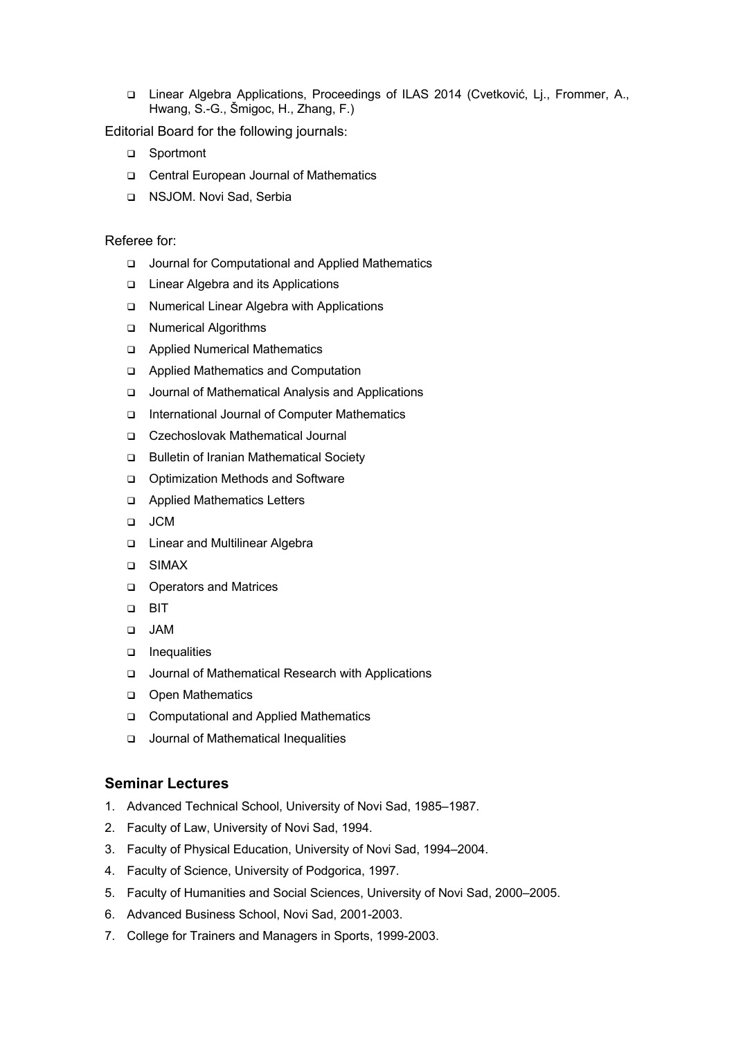- Linear Algebra Applications, Proceedings of ILAS 2014 (Cvetković, Lj., Frommer, A., Hwang, S.-G., Šmigoc, H., Zhang, F.)

Editorial Board for the following journals:

- Sportmont
- Central European Journal of Mathematics
- NSJOM. Novi Sad, Serbia

Referee for:

- Journal for Computational and Applied Mathematics
- Linear Algebra and its Applications
- Numerical Linear Algebra with Applications
- Numerical Algorithms
- Applied Numerical Mathematics
- Applied Mathematics and Computation
- Journal of Mathematical Analysis and Applications
- International Journal of Computer Mathematics
- Czechoslovak Mathematical Journal
- Bulletin of Iranian Mathematical Society
- Optimization Methods and Software
- Applied Mathematics Letters
- JCM
- Linear and Multilinear Algebra
- SIMAX
- Operators and Matrices
- BIT
- JAM
- Inequalities
- Journal of Mathematical Research with Applications
- Open Mathematics
- Computational and Applied Mathematics
- Journal of Mathematical Inequalities

### Seminar Lectures

1. Advanced Technical School, University of Novi Sad, 1985–1987.
2. Faculty of Law, University of Novi Sad, 1994.
3. Faculty of Physical Education, University of Novi Sad, 1994–2004.
4. Faculty of Science, University of Podgorica, 1997.
5. Faculty of Humanities and Social Sciences, University of Novi Sad, 2000–2005.
6. Advanced Business School, Novi Sad, 2001-2003.
7. College for Trainers and Managers in Sports, 1999-2003.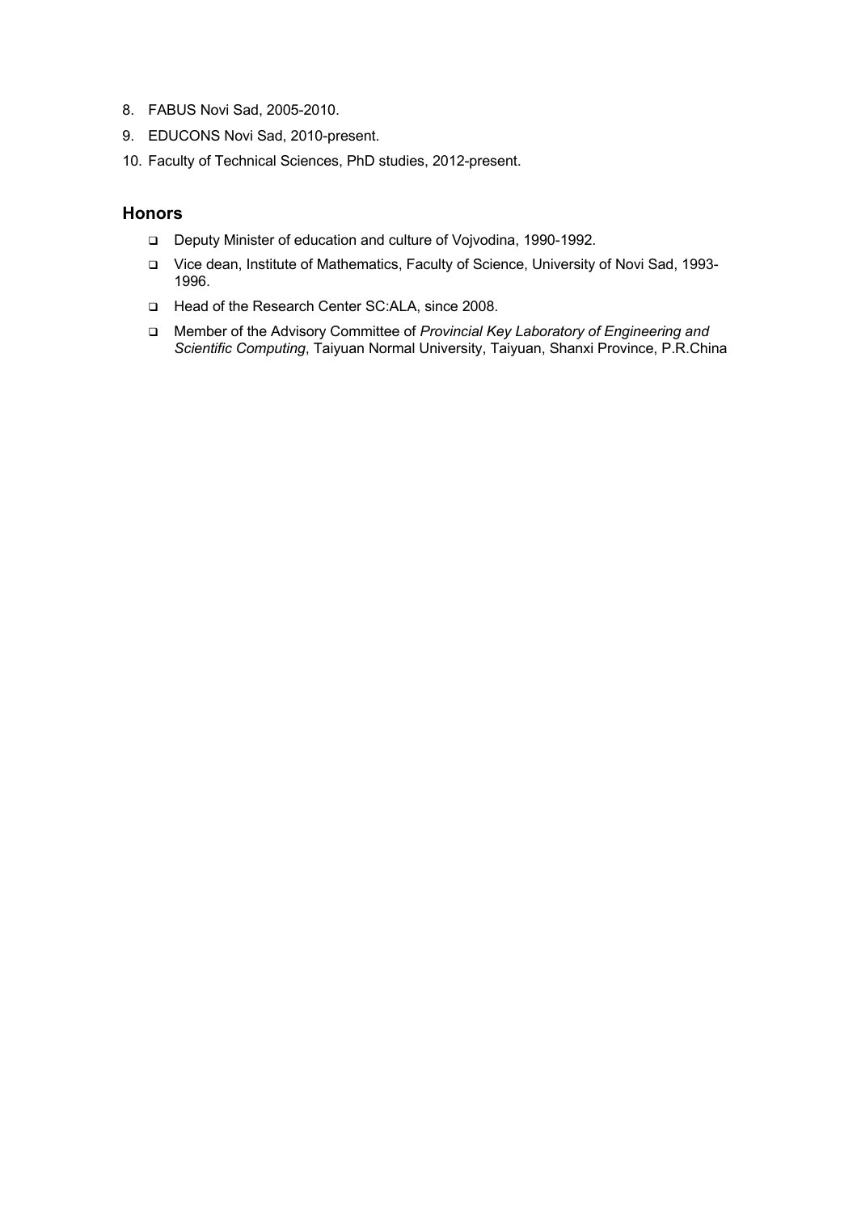8. FABUS Novi Sad, 2005-2010.
9. EDUCONS Novi Sad, 2010-present.
10. Faculty of Technical Sciences, PhD studies, 2012-present.

## Honors

- Deputy Minister of education and culture of Vojvodina, 1990-1992.
- Vice dean, Institute of Mathematics, Faculty of Science, University of Novi Sad, 1993-1996.
- Head of the Research Center SC:ALA, since 2008.
- Member of the Advisory Committee of *Provincial Key Laboratory of Engineering and Scientific Computing*, Taiyuan Normal University, Taiyuan, Shanxi Province, P.R.China